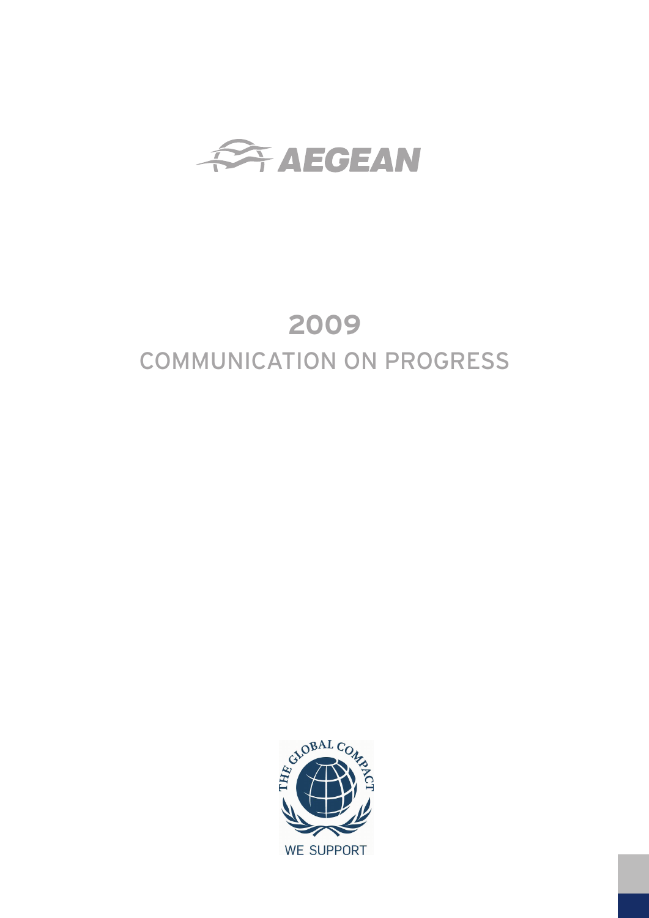AEGEAN

# 2009
# COMMUNICATION ON PROGRESS

THE GLOBAL COMPACT

WE SUPPORT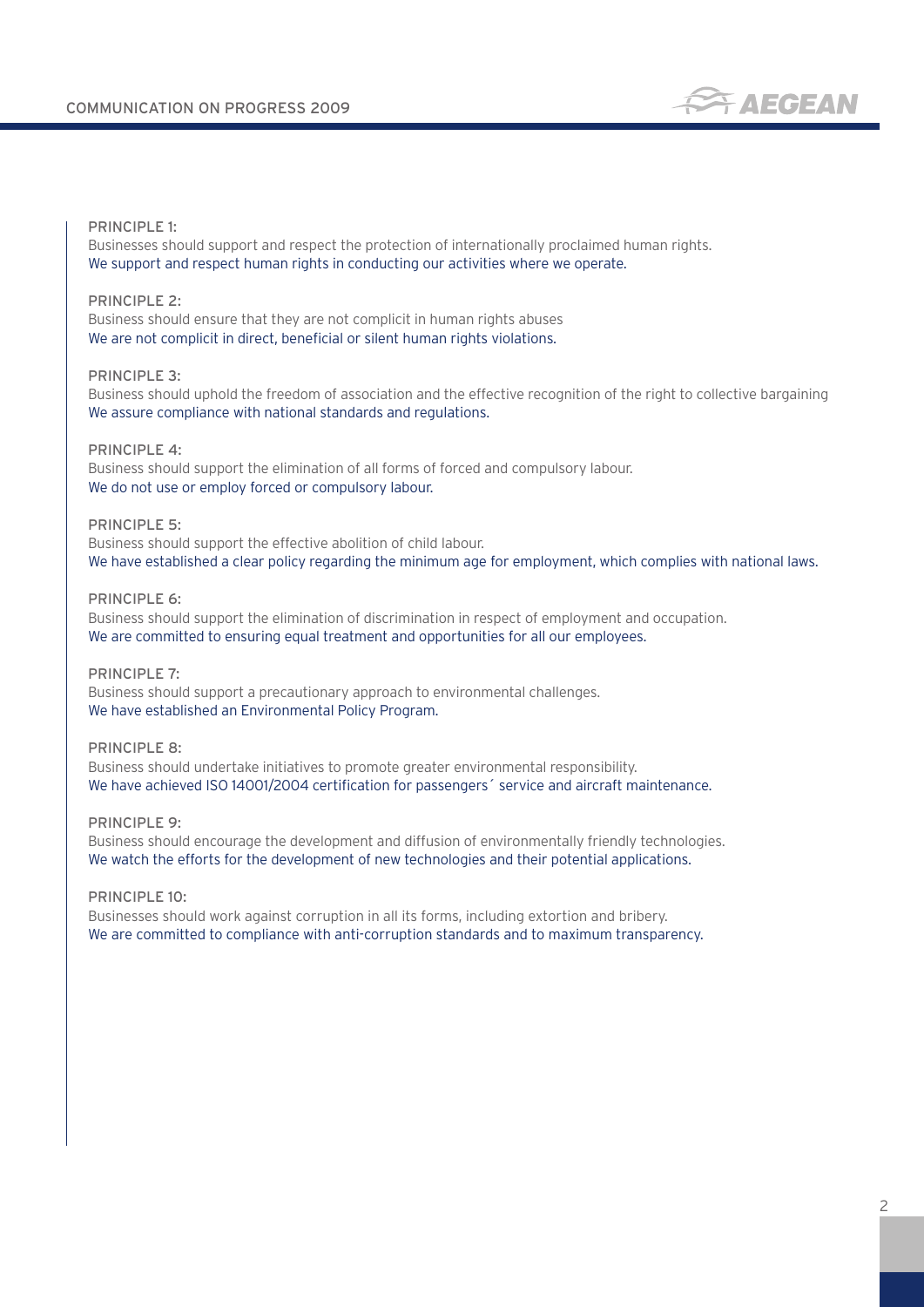PRINCIPLE 1:

Businesses should support and respect the protection of internationally proclaimed human rights.
We support and respect human rights in conducting our activities where we operate.

PRINCIPLE 2:

Business should ensure that they are not complicit in human rights abuses
We are not complicit in direct, beneficial or silent human rights violations.

PRINCIPLE 3:

Business should uphold the freedom of association and the effective recognition of the right to collective bargaining
We assure compliance with national standards and regulations.

PRINCIPLE 4:

Business should support the elimination of all forms of forced and compulsory labour.
We do not use or employ forced or compulsory labour.

PRINCIPLE 5:

Business should support the effective abolition of child labour.
We have established a clear policy regarding the minimum age for employment, which complies with national laws.

PRINCIPLE 6:

Business should support the elimination of discrimination in respect of employment and occupation.
We are committed to ensuring equal treatment and opportunities for all our employees.

PRINCIPLE 7:

Business should support a precautionary approach to environmental challenges.
We have established an Environmental Policy Program.

PRINCIPLE 8:

Business should undertake initiatives to promote greater environmental responsibility.
We have achieved ISO 14001/2004 certification for passengers´ service and aircraft maintenance.

PRINCIPLE 9:

Business should encourage the development and diffusion of environmentally friendly technologies.
We watch the efforts for the development of new technologies and their potential applications.

PRINCIPLE 10:

Businesses should work against corruption in all its forms, including extortion and bribery.
We are committed to compliance with anti-corruption standards and to maximum transparency.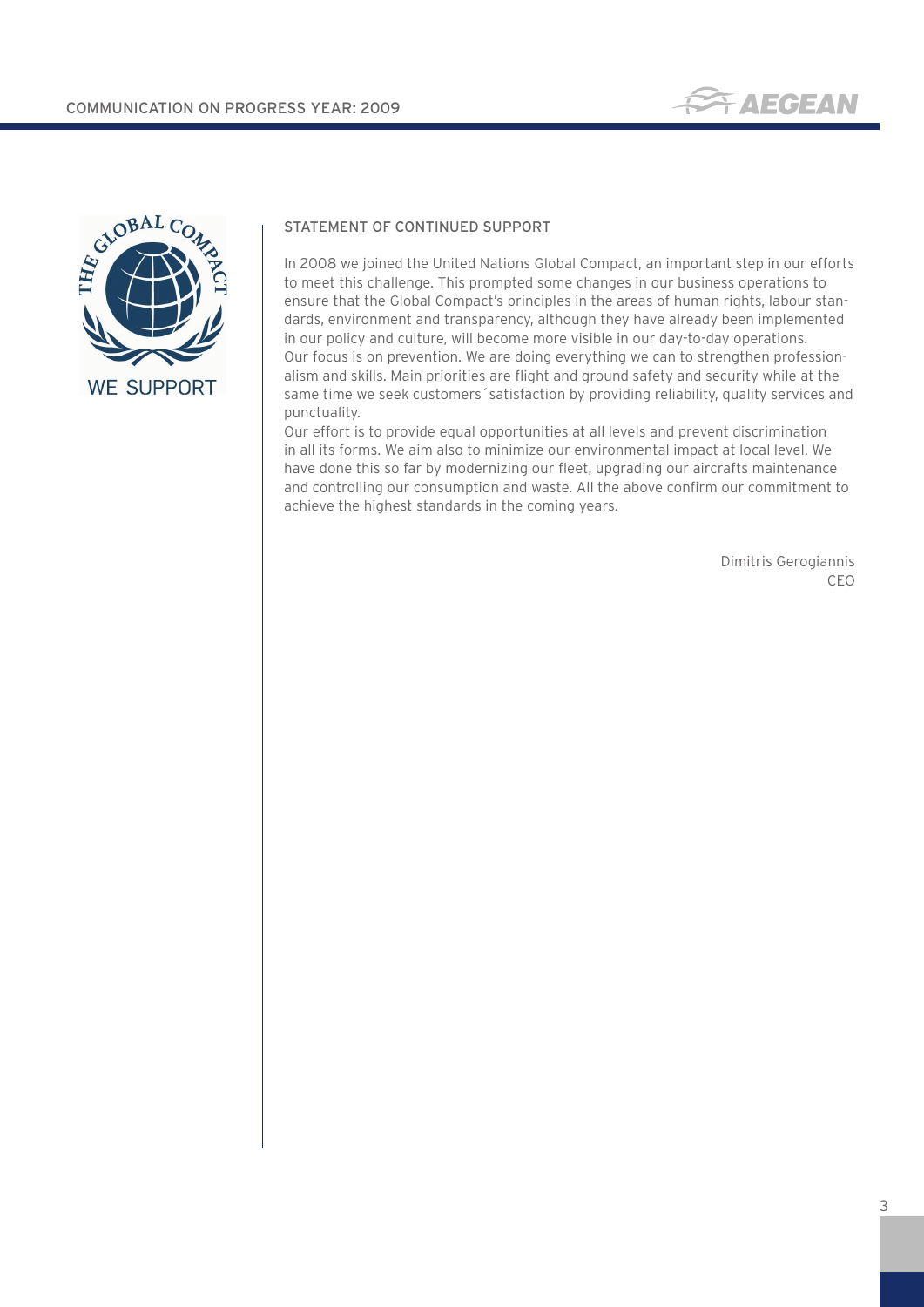## STATEMENT OF CONTINUED SUPPORT

In 2008 we joined the United Nations Global Compact, an important step in our efforts to meet this challenge. This prompted some changes in our business operations to ensure that the Global Compact's principles in the areas of human rights, labour standards, environment and transparency, although they have already been implemented in our policy and culture, will become more visible in our day-to-day operations.
Our focus is on prevention. We are doing everything we can to strengthen professionalism and skills. Main priorities are flight and ground safety and security while at the same time we seek customers´satisfaction by providing reliability, quality services and punctuality.
Our effort is to provide equal opportunities at all levels and prevent discrimination in all its forms. We aim also to minimize our environmental impact at local level. We have done this so far by modernizing our fleet, upgrading our aircrafts maintenance and controlling our consumption and waste. All the above confirm our commitment to achieve the highest standards in the coming years.

Dimitris Gerogiannis
CEO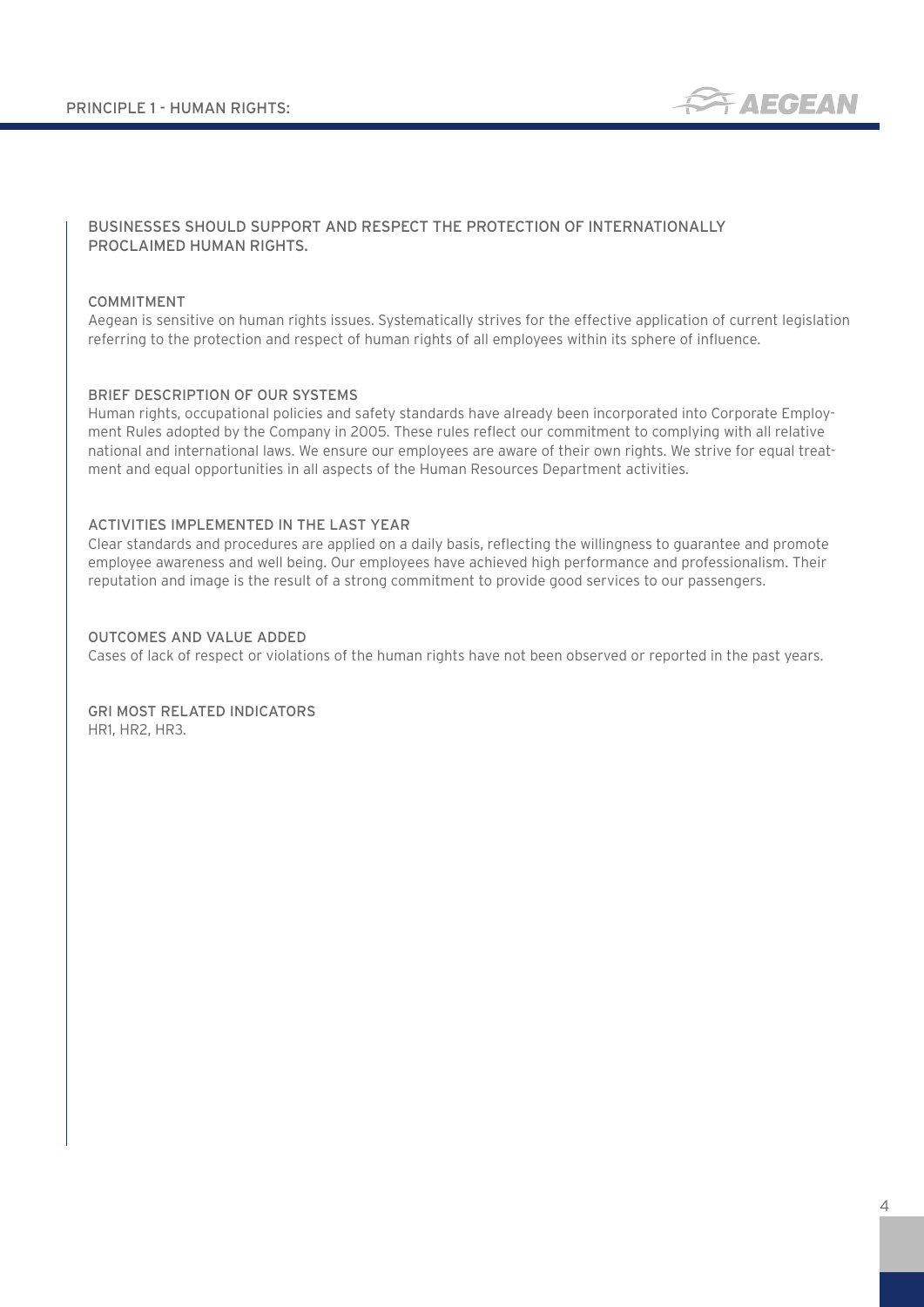## PRINCIPLE 1 - HUMAN RIGHTS:

### BUSINESSES SHOULD SUPPORT AND RESPECT THE PROTECTION OF INTERNATIONALLY PROCLAIMED HUMAN RIGHTS.

#### COMMITMENT

Aegean is sensitive on human rights issues. Systematically strives for the effective application of current legislation referring to the protection and respect of human rights of all employees within its sphere of influence.

#### BRIEF DESCRIPTION OF OUR SYSTEMS

Human rights, occupational policies and safety standards have already been incorporated into Corporate Employment Rules adopted by the Company in 2005. These rules reflect our commitment to complying with all relative national and international laws. We ensure our employees are aware of their own rights. We strive for equal treatment and equal opportunities in all aspects of the Human Resources Department activities.

#### ACTIVITIES IMPLEMENTED IN THE LAST YEAR

Clear standards and procedures are applied on a daily basis, reflecting the willingness to guarantee and promote employee awareness and well being. Our employees have achieved high performance and professionalism. Their reputation and image is the result of a strong commitment to provide good services to our passengers.

#### OUTCOMES AND VALUE ADDED

Cases of lack of respect or violations of the human rights have not been observed or reported in the past years.

#### GRI MOST RELATED INDICATORS

HR1, HR2, HR3.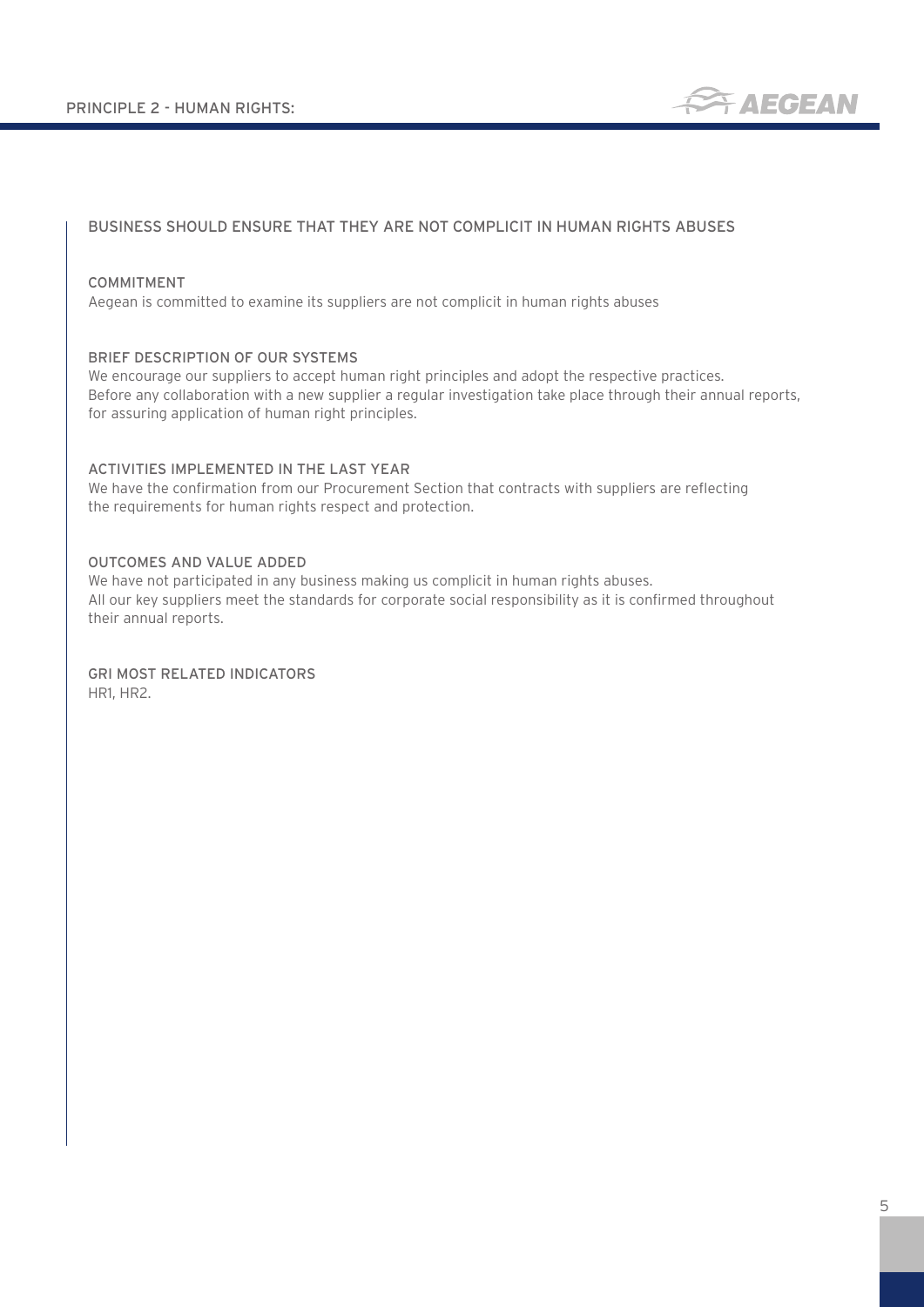# PRINCIPLE 2 - HUMAN RIGHTS:

## BUSINESS SHOULD ENSURE THAT THEY ARE NOT COMPLICIT IN HUMAN RIGHTS ABUSES

### COMMITMENT

Aegean is committed to examine its suppliers are not complicit in human rights abuses

### BRIEF DESCRIPTION OF OUR SYSTEMS

We encourage our suppliers to accept human right principles and adopt the respective practices.
Before any collaboration with a new supplier a regular investigation take place through their annual reports, for assuring application of human right principles.

### ACTIVITIES IMPLEMENTED IN THE LAST YEAR

We have the confirmation from our Procurement Section that contracts with suppliers are reflecting the requirements for human rights respect and protection.

### OUTCOMES AND VALUE ADDED

We have not participated in any business making us complicit in human rights abuses.
All our key suppliers meet the standards for corporate social responsibility as it is confirmed throughout their annual reports.

### GRI MOST RELATED INDICATORS

HR1, HR2.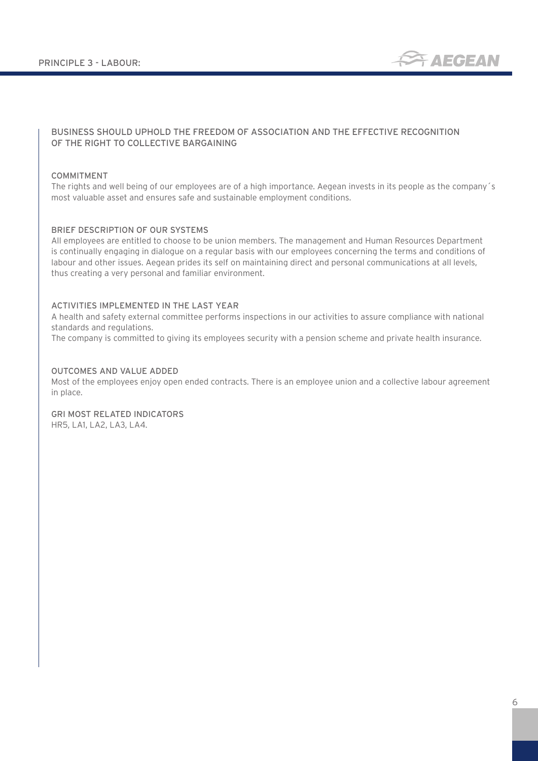## PRINCIPLE 3 - LABOUR:

### BUSINESS SHOULD UPHOLD THE FREEDOM OF ASSOCIATION AND THE EFFECTIVE RECOGNITION OF THE RIGHT TO COLLECTIVE BARGAINING

#### COMMITMENT

The rights and well being of our employees are of a high importance. Aegean invests in its people as the company´s most valuable asset and ensures safe and sustainable employment conditions.

#### BRIEF DESCRIPTION OF OUR SYSTEMS

All employees are entitled to choose to be union members. The management and Human Resources Department is continually engaging in dialogue on a regular basis with our employees concerning the terms and conditions of labour and other issues. Aegean prides its self on maintaining direct and personal communications at all levels, thus creating a very personal and familiar environment.

#### ACTIVITIES IMPLEMENTED IN THE LAST YEAR

A health and safety external committee performs inspections in our activities to assure compliance with national standards and regulations.

The company is committed to giving its employees security with a pension scheme and private health insurance.

#### OUTCOMES AND VALUE ADDED

Most of the employees enjoy open ended contracts. There is an employee union and a collective labour agreement in place.

#### GRI MOST RELATED INDICATORS

HR5, LA1, LA2, LA3, LA4.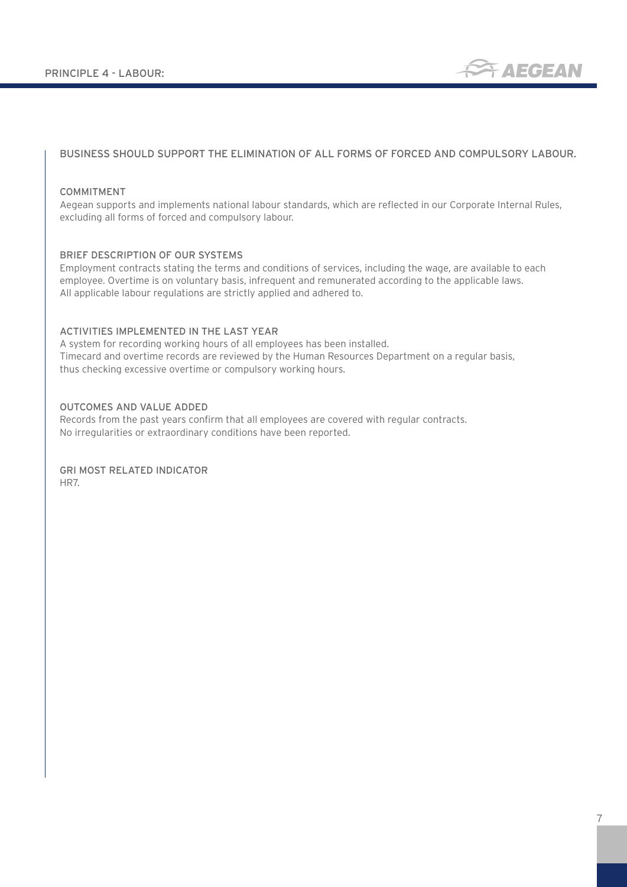## PRINCIPLE 4 - LABOUR:

### BUSINESS SHOULD SUPPORT THE ELIMINATION OF ALL FORMS OF FORCED AND COMPULSORY LABOUR.

#### COMMITMENT

Aegean supports and implements national labour standards, which are reflected in our Corporate Internal Rules, excluding all forms of forced and compulsory labour.

#### BRIEF DESCRIPTION OF OUR SYSTEMS

Employment contracts stating the terms and conditions of services, including the wage, are available to each employee. Overtime is on voluntary basis, infrequent and remunerated according to the applicable laws.
All applicable labour regulations are strictly applied and adhered to.

#### ACTIVITIES IMPLEMENTED IN THE LAST YEAR

A system for recording working hours of all employees has been installed.
Timecard and overtime records are reviewed by the Human Resources Department on a regular basis, thus checking excessive overtime or compulsory working hours.

#### OUTCOMES AND VALUE ADDED

Records from the past years confirm that all employees are covered with regular contracts.
No irregularities or extraordinary conditions have been reported.

#### GRI MOST RELATED INDICATOR

HR7.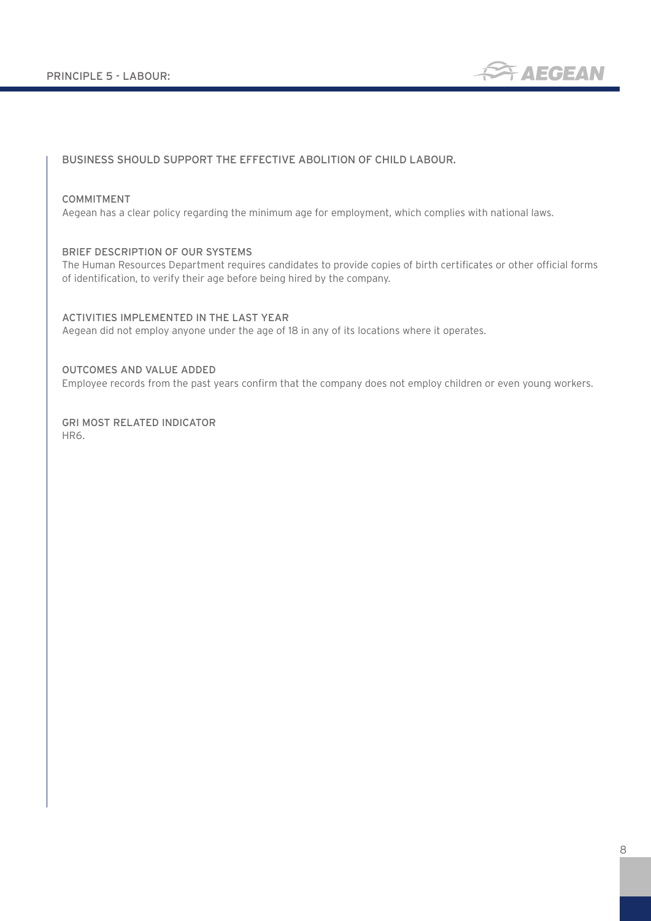## PRINCIPLE 5 - LABOUR:

### BUSINESS SHOULD SUPPORT THE EFFECTIVE ABOLITION OF CHILD LABOUR.

**COMMITMENT**

Aegean has a clear policy regarding the minimum age for employment, which complies with national laws.

**BRIEF DESCRIPTION OF OUR SYSTEMS**

The Human Resources Department requires candidates to provide copies of birth certificates or other official forms of identification, to verify their age before being hired by the company.

**ACTIVITIES IMPLEMENTED IN THE LAST YEAR**

Aegean did not employ anyone under the age of 18 in any of its locations where it operates.

**OUTCOMES AND VALUE ADDED**

Employee records from the past years confirm that the company does not employ children or even young workers.

**GRI MOST RELATED INDICATOR**

HR6.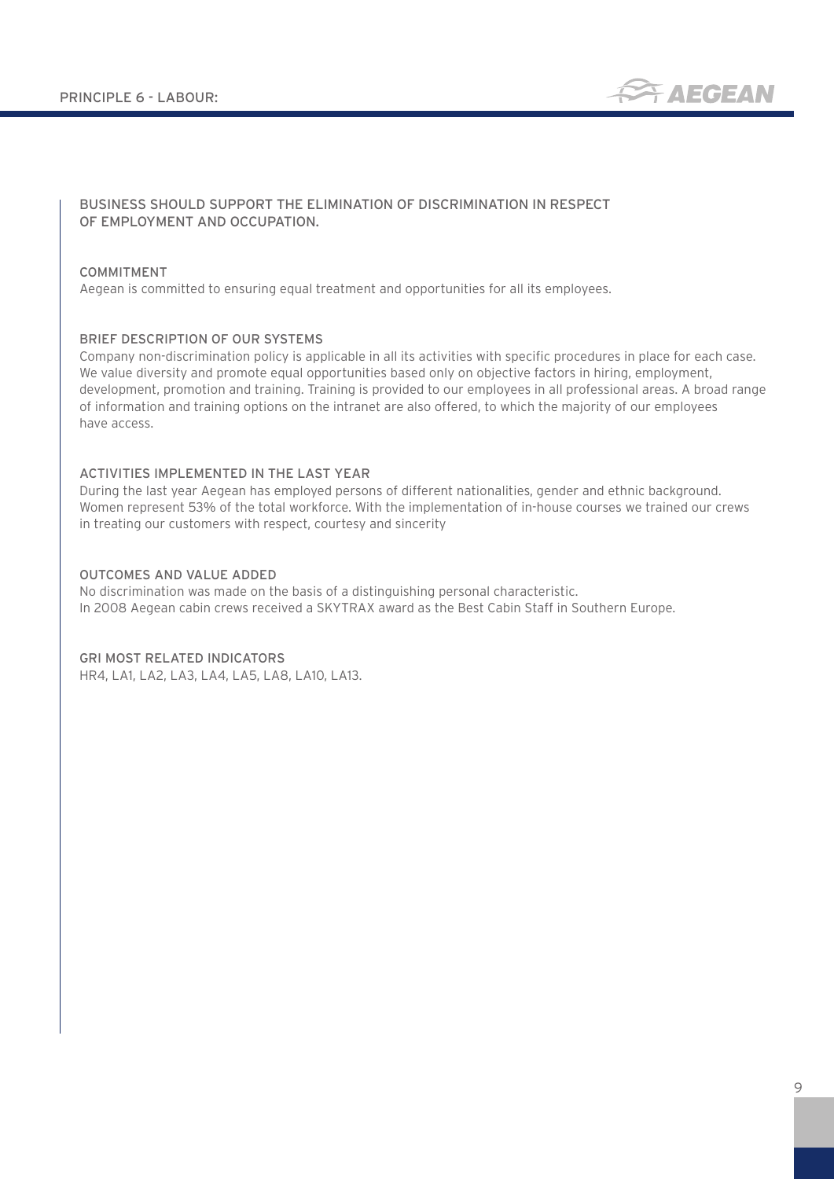# PRINCIPLE 6 - LABOUR:

## BUSINESS SHOULD SUPPORT THE ELIMINATION OF DISCRIMINATION IN RESPECT OF EMPLOYMENT AND OCCUPATION.

### COMMITMENT

Aegean is committed to ensuring equal treatment and opportunities for all its employees.

### BRIEF DESCRIPTION OF OUR SYSTEMS

Company non-discrimination policy is applicable in all its activities with specific procedures in place for each case. We value diversity and promote equal opportunities based only on objective factors in hiring, employment, development, promotion and training. Training is provided to our employees in all professional areas. A broad range of information and training options on the intranet are also offered, to which the majority of our employees have access.

### ACTIVITIES IMPLEMENTED IN THE LAST YEAR

During the last year Aegean has employed persons of different nationalities, gender and ethnic background. Women represent 53% of the total workforce. With the implementation of in-house courses we trained our crews in treating our customers with respect, courtesy and sincerity

### OUTCOMES AND VALUE ADDED

No discrimination was made on the basis of a distinguishing personal characteristic.
In 2008 Aegean cabin crews received a SKYTRAX award as the Best Cabin Staff in Southern Europe.

### GRI MOST RELATED INDICATORS

HR4, LA1, LA2, LA3, LA4, LA5, LA8, LA10, LA13.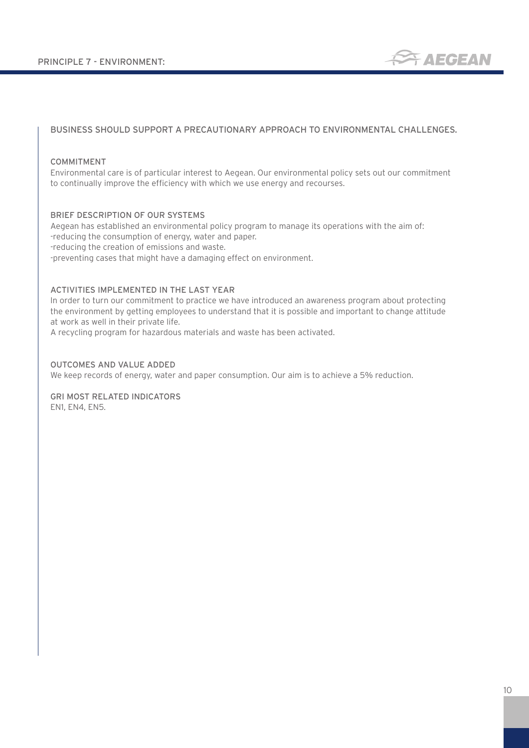# PRINCIPLE 7 - ENVIRONMENT:

## BUSINESS SHOULD SUPPORT A PRECAUTIONARY APPROACH TO ENVIRONMENTAL CHALLENGES.

### COMMITMENT

Environmental care is of particular interest to Aegean. Our environmental policy sets out our commitment to continually improve the efficiency with which we use energy and recourses.

### BRIEF DESCRIPTION OF OUR SYSTEMS

Aegean has established an environmental policy program to manage its operations with the aim of:
-reducing the consumption of energy, water and paper.
-reducing the creation of emissions and waste.
-preventing cases that might have a damaging effect on environment.

### ACTIVITIES IMPLEMENTED IN THE LAST YEAR

In order to turn our commitment to practice we have introduced an awareness program about protecting the environment by getting employees to understand that it is possible and important to change attitude at work as well in their private life.
A recycling program for hazardous materials and waste has been activated.

### OUTCOMES AND VALUE ADDED

We keep records of energy, water and paper consumption. Our aim is to achieve a 5% reduction.

### GRI MOST RELATED INDICATORS

EN1, EN4, EN5.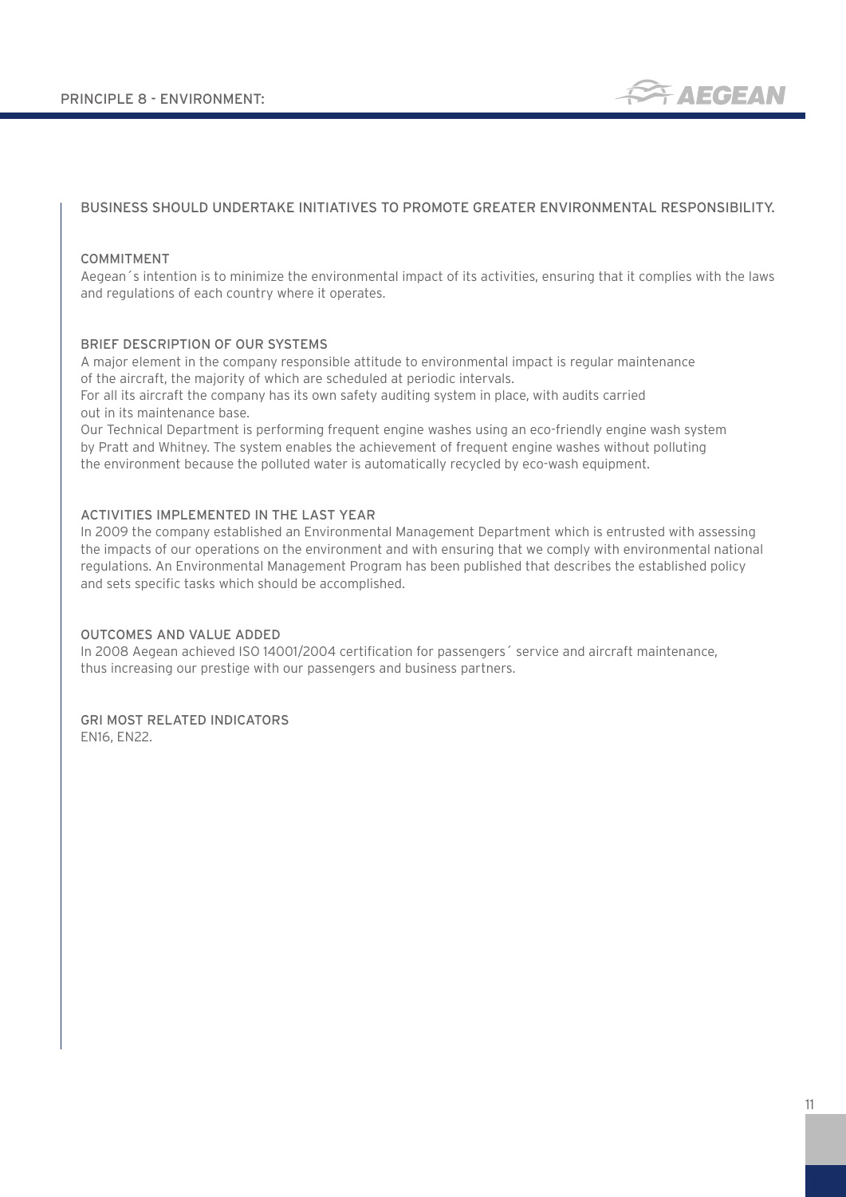# PRINCIPLE 8 - ENVIRONMENT:

## BUSINESS SHOULD UNDERTAKE INITIATIVES TO PROMOTE GREATER ENVIRONMENTAL RESPONSIBILITY.

### COMMITMENT

Aegean´s intention is to minimize the environmental impact of its activities, ensuring that it complies with the laws and regulations of each country where it operates.

### BRIEF DESCRIPTION OF OUR SYSTEMS

A major element in the company responsible attitude to environmental impact is regular maintenance of the aircraft, the majority of which are scheduled at periodic intervals.
For all its aircraft the company has its own safety auditing system in place, with audits carried out in its maintenance base.
Our Technical Department is performing frequent engine washes using an eco-friendly engine wash system by Pratt and Whitney. The system enables the achievement of frequent engine washes without polluting the environment because the polluted water is automatically recycled by eco-wash equipment.

### ACTIVITIES IMPLEMENTED IN THE LAST YEAR

In 2009 the company established an Environmental Management Department which is entrusted with assessing the impacts of our operations on the environment and with ensuring that we comply with environmental national regulations. An Environmental Management Program has been published that describes the established policy and sets specific tasks which should be accomplished.

### OUTCOMES AND VALUE ADDED

In 2008 Aegean achieved ISO 14001/2004 certification for passengers´ service and aircraft maintenance, thus increasing our prestige with our passengers and business partners.

### GRI MOST RELATED INDICATORS

EN16, EN22.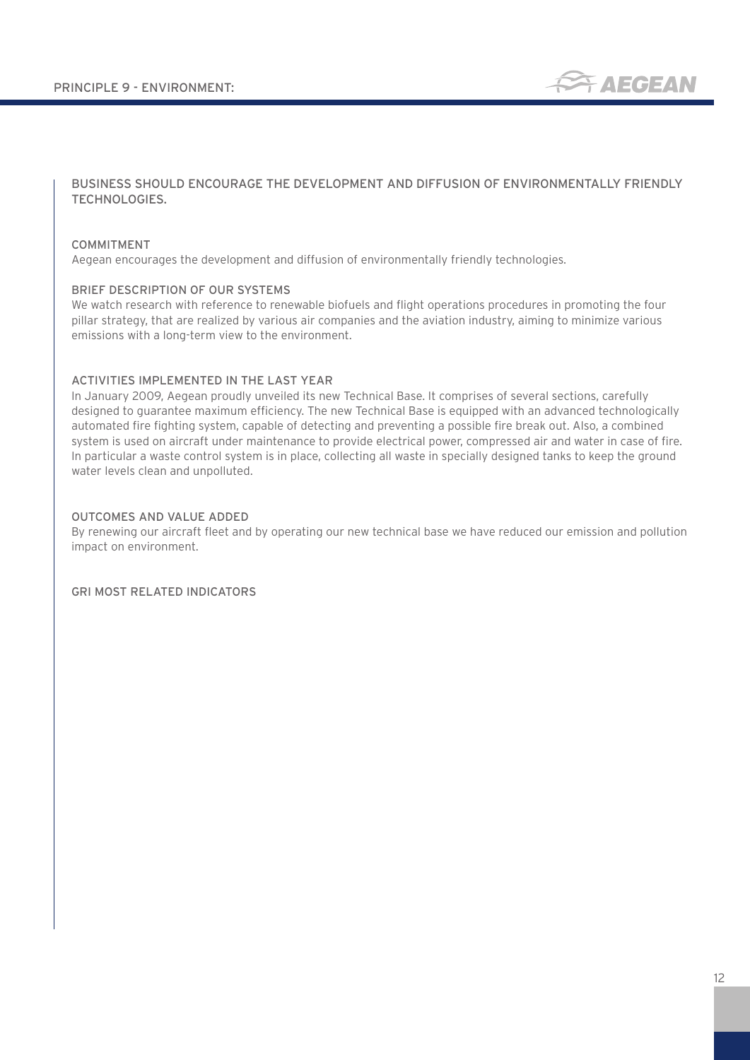# PRINCIPLE 9 - ENVIRONMENT:

## BUSINESS SHOULD ENCOURAGE THE DEVELOPMENT AND DIFFUSION OF ENVIRONMENTALLY FRIENDLY TECHNOLOGIES.

### COMMITMENT

Aegean encourages the development and diffusion of environmentally friendly technologies.

### BRIEF DESCRIPTION OF OUR SYSTEMS

We watch research with reference to renewable biofuels and flight operations procedures in promoting the four pillar strategy, that are realized by various air companies and the aviation industry, aiming to minimize various emissions with a long-term view to the environment.

### ACTIVITIES IMPLEMENTED IN THE LAST YEAR

In January 2009, Aegean proudly unveiled its new Technical Base. It comprises of several sections, carefully designed to guarantee maximum efficiency. The new Technical Base is equipped with an advanced technologically automated fire fighting system, capable of detecting and preventing a possible fire break out. Also, a combined system is used on aircraft under maintenance to provide electrical power, compressed air and water in case of fire. In particular a waste control system is in place, collecting all waste in specially designed tanks to keep the ground water levels clean and unpolluted.

### OUTCOMES AND VALUE ADDED

By renewing our aircraft fleet and by operating our new technical base we have reduced our emission and pollution impact on environment.

### GRI MOST RELATED INDICATORS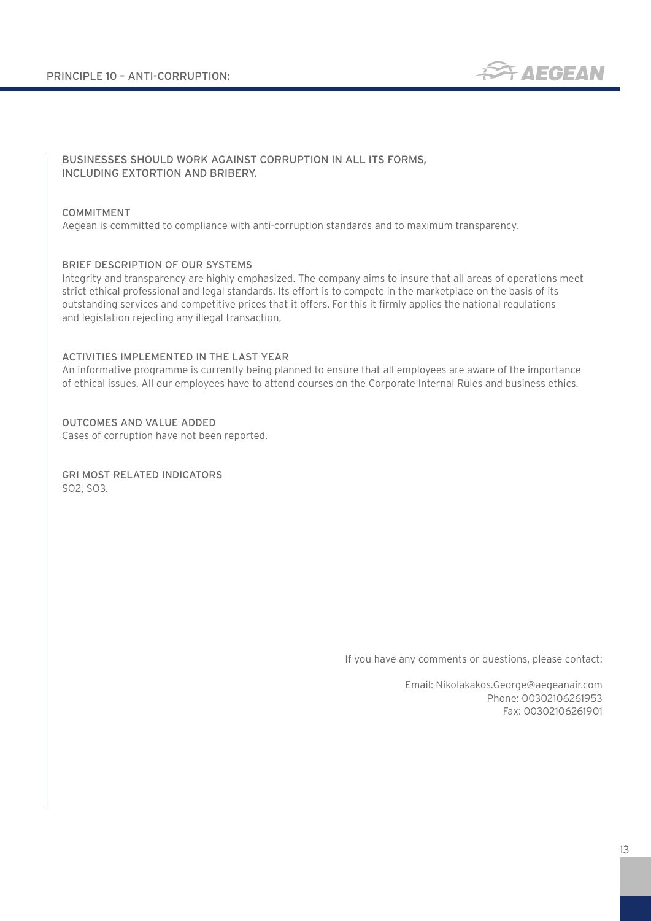# PRINCIPLE 10 – ANTI-CORRUPTION:

## BUSINESSES SHOULD WORK AGAINST CORRUPTION IN ALL ITS FORMS, INCLUDING EXTORTION AND BRIBERY.

### COMMITMENT

Aegean is committed to compliance with anti-corruption standards and to maximum transparency.

### BRIEF DESCRIPTION OF OUR SYSTEMS

Integrity and transparency are highly emphasized. The company aims to insure that all areas of operations meet strict ethical professional and legal standards. Its effort is to compete in the marketplace on the basis of its outstanding services and competitive prices that it offers. For this it firmly applies the national regulations and legislation rejecting any illegal transaction,

### ACTIVITIES IMPLEMENTED IN THE LAST YEAR

An informative programme is currently being planned to ensure that all employees are aware of the importance of ethical issues. All our employees have to attend courses on the Corporate Internal Rules and business ethics.

### OUTCOMES AND VALUE ADDED

Cases of corruption have not been reported.

### GRI MOST RELATED INDICATORS

SO2, SO3.

If you have any comments or questions, please contact:

Email: Nikolakakos.George@aegeanair.com
Phone: 00302106261953
Fax: 00302106261901